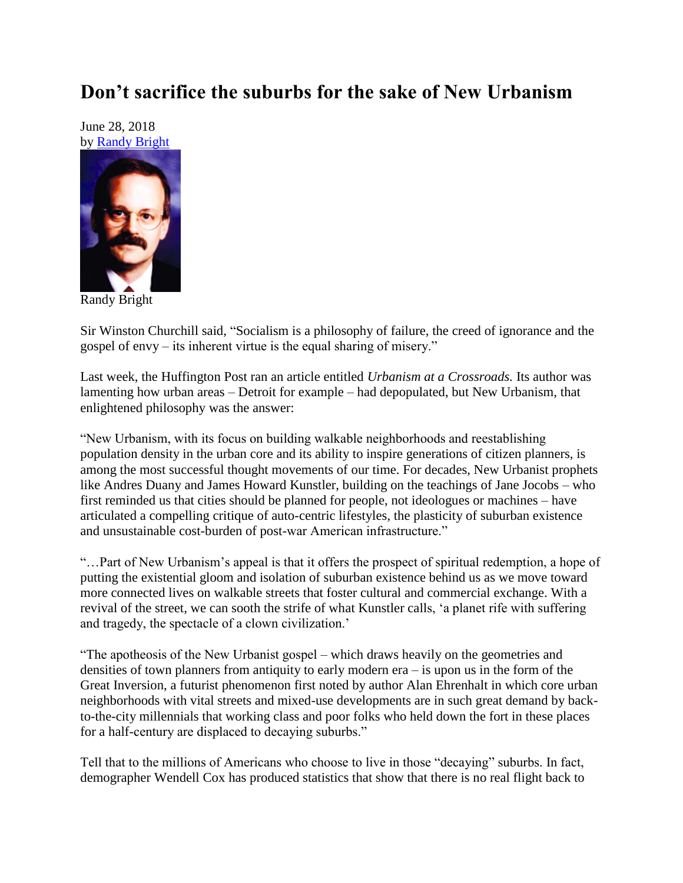# Don't sacrifice the suburbs for the sake of New Urbanism

June 28, 2018
by Randy Bright

Randy Bright

Sir Winston Churchill said, "Socialism is a philosophy of failure, the creed of ignorance and the gospel of envy – its inherent virtue is the equal sharing of misery."

Last week, the Huffington Post ran an article entitled *Urbanism at a Crossroads.* Its author was lamenting how urban areas – Detroit for example – had depopulated, but New Urbanism, that enlightened philosophy was the answer:

"New Urbanism, with its focus on building walkable neighborhoods and reestablishing population density in the urban core and its ability to inspire generations of citizen planners, is among the most successful thought movements of our time. For decades, New Urbanist prophets like Andres Duany and James Howard Kunstler, building on the teachings of Jane Jocobs – who first reminded us that cities should be planned for people, not ideologues or machines – have articulated a compelling critique of auto-centric lifestyles, the plasticity of suburban existence and unsustainable cost-burden of post-war American infrastructure."

"…Part of New Urbanism's appeal is that it offers the prospect of spiritual redemption, a hope of putting the existential gloom and isolation of suburban existence behind us as we move toward more connected lives on walkable streets that foster cultural and commercial exchange. With a revival of the street, we can sooth the strife of what Kunstler calls, 'a planet rife with suffering and tragedy, the spectacle of a clown civilization.'

"The apotheosis of the New Urbanist gospel – which draws heavily on the geometries and densities of town planners from antiquity to early modern era – is upon us in the form of the Great Inversion, a futurist phenomenon first noted by author Alan Ehrenhalt in which core urban neighborhoods with vital streets and mixed-use developments are in such great demand by back-to-the-city millennials that working class and poor folks who held down the fort in these places for a half-century are displaced to decaying suburbs."

Tell that to the millions of Americans who choose to live in those "decaying" suburbs. In fact, demographer Wendell Cox has produced statistics that show that there is no real flight back to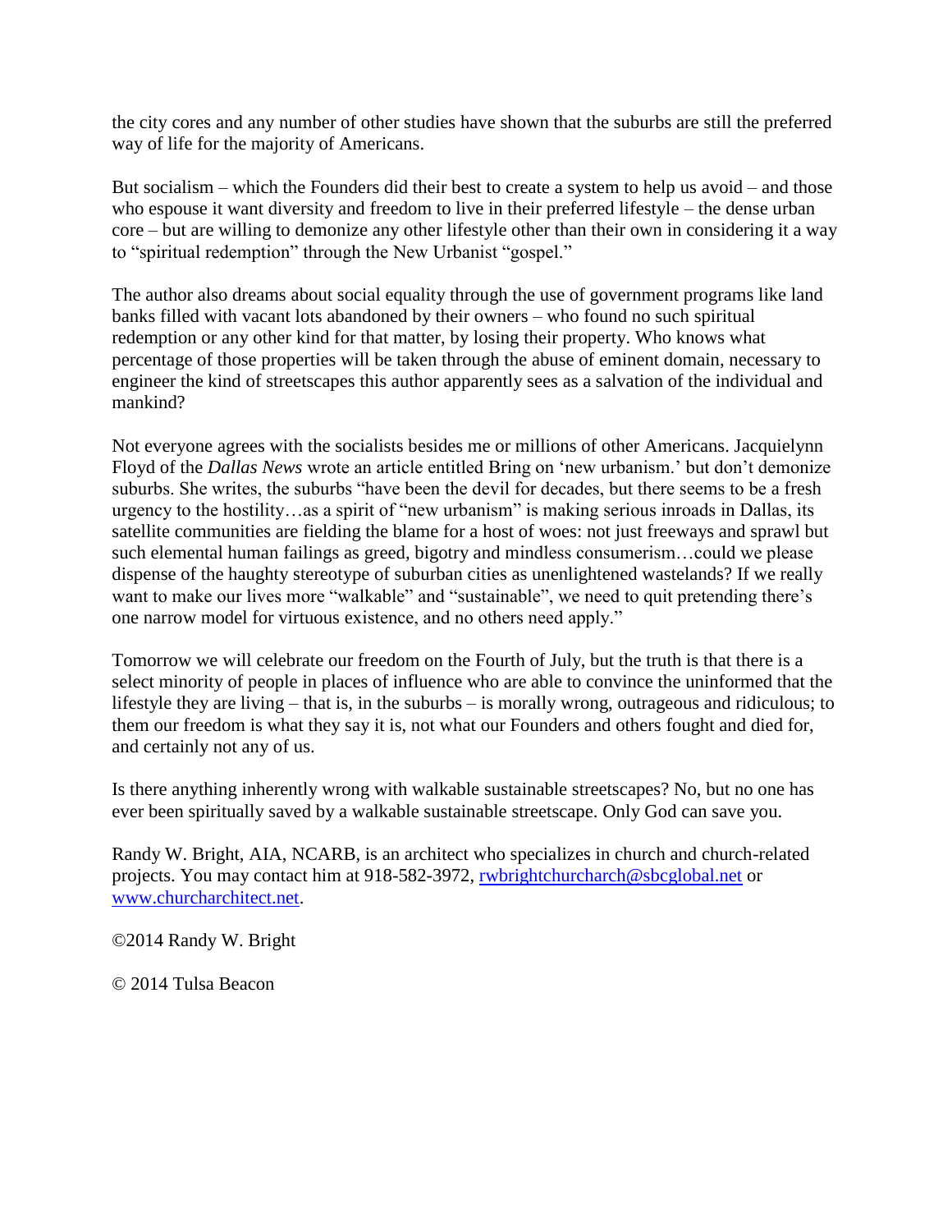the city cores and any number of other studies have shown that the suburbs are still the preferred way of life for the majority of Americans.

But socialism – which the Founders did their best to create a system to help us avoid – and those who espouse it want diversity and freedom to live in their preferred lifestyle – the dense urban core – but are willing to demonize any other lifestyle other than their own in considering it a way to "spiritual redemption" through the New Urbanist "gospel."

The author also dreams about social equality through the use of government programs like land banks filled with vacant lots abandoned by their owners – who found no such spiritual redemption or any other kind for that matter, by losing their property. Who knows what percentage of those properties will be taken through the abuse of eminent domain, necessary to engineer the kind of streetscapes this author apparently sees as a salvation of the individual and mankind?

Not everyone agrees with the socialists besides me or millions of other Americans. Jacquielynn Floyd of the *Dallas News* wrote an article entitled Bring on 'new urbanism.' but don't demonize suburbs. She writes, the suburbs "have been the devil for decades, but there seems to be a fresh urgency to the hostility…as a spirit of "new urbanism" is making serious inroads in Dallas, its satellite communities are fielding the blame for a host of woes: not just freeways and sprawl but such elemental human failings as greed, bigotry and mindless consumerism…could we please dispense of the haughty stereotype of suburban cities as unenlightened wastelands? If we really want to make our lives more "walkable" and "sustainable", we need to quit pretending there's one narrow model for virtuous existence, and no others need apply."

Tomorrow we will celebrate our freedom on the Fourth of July, but the truth is that there is a select minority of people in places of influence who are able to convince the uninformed that the lifestyle they are living – that is, in the suburbs – is morally wrong, outrageous and ridiculous; to them our freedom is what they say it is, not what our Founders and others fought and died for, and certainly not any of us.

Is there anything inherently wrong with walkable sustainable streetscapes? No, but no one has ever been spiritually saved by a walkable sustainable streetscape. Only God can save you.

Randy W. Bright, AIA, NCARB, is an architect who specializes in church and church-related projects. You may contact him at 918-582-3972, rwbrightchurcharch@sbcglobal.net or www.churcharchitect.net.

©2014 Randy W. Bright

© 2014 Tulsa Beacon